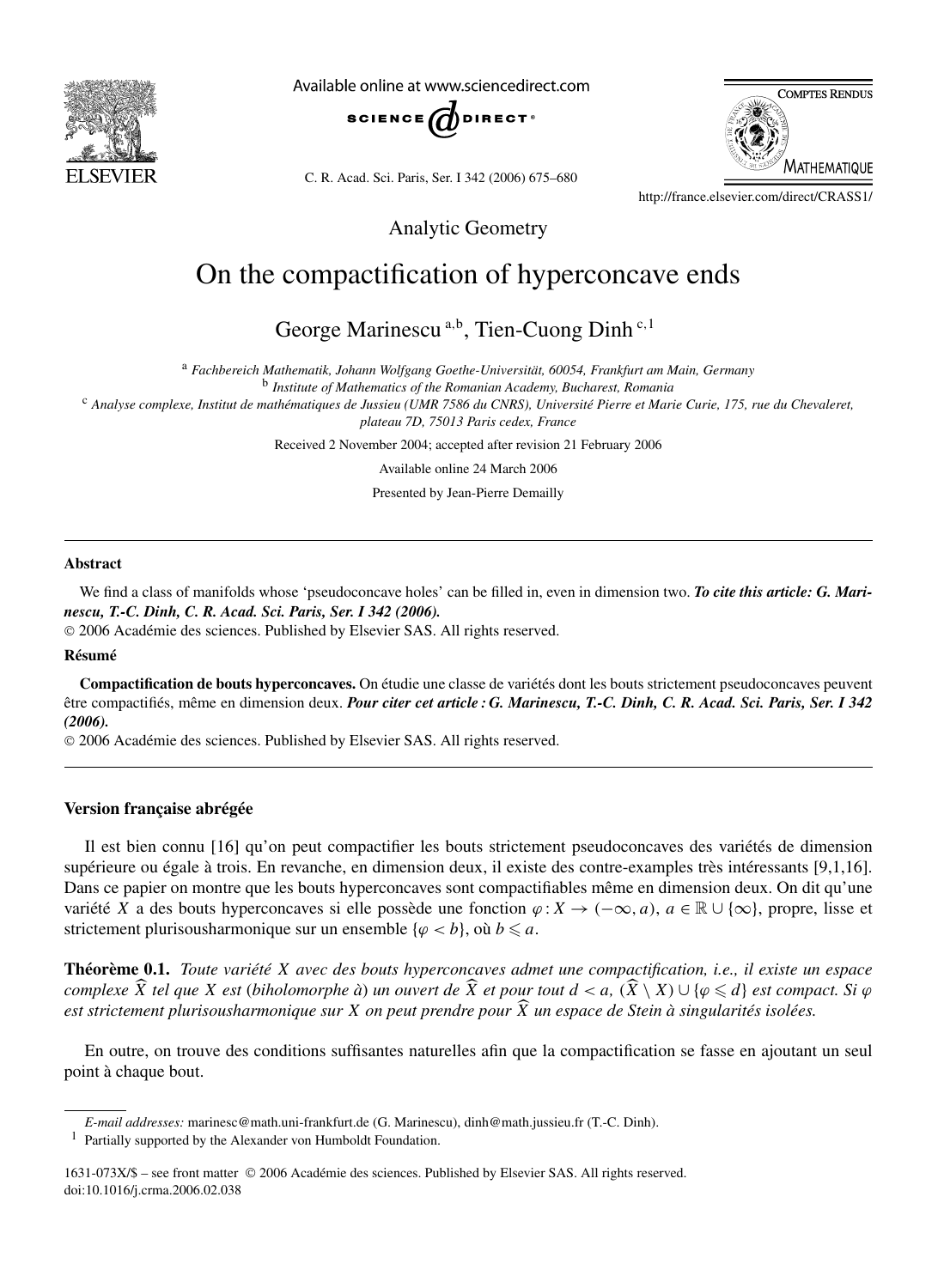Analytic Geometry

# On the compactification of hyperconcave ends

George Marinescu [a,b], Tien-Cuong Dinh [c,1]

[a] *Fachbereich Mathematik, Johann Wolfgang Goethe-Universität, 60054, Frankfurt am Main, Germany*
[b] *Institute of Mathematics of the Romanian Academy, Bucharest, Romania*
[c] *Analyse complexe, Institut de mathématiques de Jussieu (UMR 7586 du CNRS), Université Pierre et Marie Curie, 175, rue du Chevaleret, plateau 7D, 75013 Paris cedex, France*

Received 2 November 2004; accepted after revision 21 February 2006

Available online 24 March 2006

Presented by Jean-Pierre Demailly

## Abstract

We find a class of manifolds whose 'pseudoconcave holes' can be filled in, even in dimension two. ***To cite this article: G. Marinescu, T.-C. Dinh, C. R. Acad. Sci. Paris, Ser. I 342 (2006).***

© 2006 Académie des sciences. Published by Elsevier SAS. All rights reserved.

## Résumé

**Compactification de bouts hyperconcaves.** On étudie une classe de variétés dont les bouts strictement pseudoconcaves peuvent être compactifiés, même en dimension deux. ***Pour citer cet article : G. Marinescu, T.-C. Dinh, C. R. Acad. Sci. Paris, Ser. I 342 (2006).***

© 2006 Académie des sciences. Published by Elsevier SAS. All rights reserved.

## Version française abrégée

Il est bien connu [16] qu'on peut compactifier les bouts strictement pseudoconcaves des variétés de dimension supérieure ou égale à trois. En revanche, en dimension deux, il existe des contre-examples très intéressants [9,1,16]. Dans ce papier on montre que les bouts hyperconcaves sont compactifiables même en dimension deux. On dit qu'une variété $X$ a des bouts hyperconcaves si elle possède une fonction $\varphi : X \to (-\infty, a)$, $a \in \mathbb{R} \cup \{\infty\}$, propre, lisse et strictement plurisousharmonique sur un ensemble $\{\varphi < b\}$, où $b \leqslant a$.

**Théorème 0.1.** *Toute variété $X$ avec des bouts hyperconcaves admet une compactification, i.e., il existe un espace complexe $\widehat{X}$ tel que $X$ est* (*biholomorphe à*) *un ouvert de $\widehat{X}$ et pour tout $d < a$, $(\widehat{X} \setminus X) \cup \{\varphi \leqslant d\}$ est compact. Si $\varphi$ est strictement plurisousharmonique sur $X$ on peut prendre pour $\widehat{X}$ un espace de Stein à singularités isolées.*

En outre, on trouve des conditions suffisantes naturelles afin que la compactification se fasse en ajoutant un seul point à chaque bout.

---

*E-mail addresses:* marinesc@math.uni-frankfurt.de (G. Marinescu), dinh@math.jussieu.fr (T.-C. Dinh).

[1] Partially supported by the Alexander von Humboldt Foundation.

1631-073X/$ – see front matter © 2006 Académie des sciences. Published by Elsevier SAS. All rights reserved.
doi:10.1016/j.crma.2006.02.038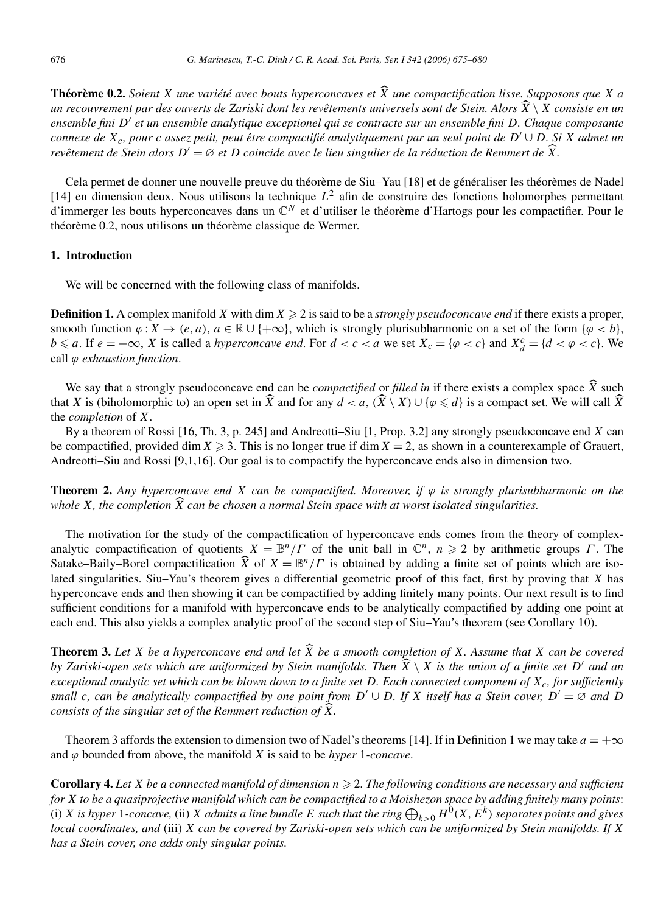**Théorème 0.2.** *Soient $X$ une variété avec bouts hyperconcaves et $\widehat{X}$ une compactification lisse. Supposons que $X$ a un recouvrement par des ouverts de Zariski dont les revêtements universels sont de Stein. Alors $\widehat{X} \setminus X$ consiste en un ensemble fini $D'$ et un ensemble analytique exceptionel qui se contracte sur un ensemble fini $D$. Chaque composante connexe de $X_c$, pour $c$ assez petit, peut être compactifié analytiquement par un seul point de $D' \cup D$. Si $X$ admet un revêtement de Stein alors $D' = \varnothing$ et $D$ coincide avec le lieu singulier de la réduction de Remmert de $\widehat{X}$.*

Cela permet de donner une nouvelle preuve du théorème de Siu–Yau [18] et de généraliser les théorèmes de Nadel [14] en dimension deux. Nous utilisons la technique $L^2$ afin de construire des fonctions holomorphes permettant d'immerger les bouts hyperconcaves dans un $\mathbb{C}^N$ et d'utiliser le théorème d'Hartogs pour les compactifier. Pour le théorème 0.2, nous utilisons un théorème classique de Wermer.

## 1. Introduction

We will be concerned with the following class of manifolds.

**Definition 1.** A complex manifold $X$ with $\dim X \geqslant 2$ is said to be a *strongly pseudoconcave end* if there exists a proper, smooth function $\varphi : X \to (e, a)$, $a \in \mathbb{R} \cup \{+\infty\}$, which is strongly plurisubharmonic on a set of the form $\{\varphi < b\}$, $b \leqslant a$. If $e = -\infty$, $X$ is called a *hyperconcave end*. For $d < c < a$ we set $X_c = \{\varphi < c\}$ and $X_d^c = \{d < \varphi < c\}$. We call $\varphi$ *exhaustion function*.

We say that a strongly pseudoconcave end can be *compactified* or *filled in* if there exists a complex space $\widehat{X}$ such that $X$ is (biholomorphic to) an open set in $\widehat{X}$ and for any $d < a$, $(\widehat{X} \setminus X) \cup \{\varphi \leqslant d\}$ is a compact set. We will call $\widehat{X}$ the *completion* of $X$.

By a theorem of Rossi [16, Th. 3, p. 245] and Andreotti–Siu [1, Prop. 3.2] any strongly pseudoconcave end $X$ can be compactified, provided $\dim X \geqslant 3$. This is no longer true if $\dim X = 2$, as shown in a counterexample of Grauert, Andreotti–Siu and Rossi [9,1,16]. Our goal is to compactify the hyperconcave ends also in dimension two.

**Theorem 2.** *Any hyperconcave end $X$ can be compactified. Moreover, if $\varphi$ is strongly plurisubharmonic on the whole $X$, the completion $\widehat{X}$ can be chosen a normal Stein space with at worst isolated singularities.*

The motivation for the study of the compactification of hyperconcave ends comes from the theory of complex-analytic compactification of quotients $X = \mathbb{B}^n/\Gamma$ of the unit ball in $\mathbb{C}^n$, $n \geqslant 2$ by arithmetic groups $\Gamma$. The Satake–Baily–Borel compactification $\widehat{X}$ of $X = \mathbb{B}^n/\Gamma$ is obtained by adding a finite set of points which are isolated singularities. Siu–Yau's theorem gives a differential geometric proof of this fact, first by proving that $X$ has hyperconcave ends and then showing it can be compactified by adding finitely many points. Our next result is to find sufficient conditions for a manifold with hyperconcave ends to be analytically compactified by adding one point at each end. This also yields a complex analytic proof of the second step of Siu–Yau's theorem (see Corollary 10).

**Theorem 3.** *Let $X$ be a hyperconcave end and let $\widehat{X}$ be a smooth completion of $X$. Assume that $X$ can be covered by Zariski-open sets which are uniformized by Stein manifolds. Then $\widehat{X} \setminus X$ is the union of a finite set $D'$ and an exceptional analytic set which can be blown down to a finite set $D$. Each connected component of $X_c$, for sufficiently small $c$, can be analytically compactified by one point from $D' \cup D$. If $X$ itself has a Stein cover, $D' = \varnothing$ and $D$ consists of the singular set of the Remmert reduction of $\widehat{X}$.*

Theorem 3 affords the extension to dimension two of Nadel's theorems [14]. If in Definition 1 we may take $a = +\infty$ and $\varphi$ bounded from above, the manifold $X$ is said to be *hyper* 1*-concave*.

**Corollary 4.** *Let $X$ be a connected manifold of dimension $n \geqslant 2$. The following conditions are necessary and sufficient for $X$ to be a quasiprojective manifold which can be compactified to a Moishezon space by adding finitely many points*: (i) *$X$ is hyper* 1*-concave,* (ii) *$X$ admits a line bundle $E$ such that the ring $\bigoplus_{k>0} H^0(X, E^k)$ separates points and gives local coordinates, and* (iii) *$X$ can be covered by Zariski-open sets which can be uniformized by Stein manifolds. If $X$ has a Stein cover, one adds only singular points.*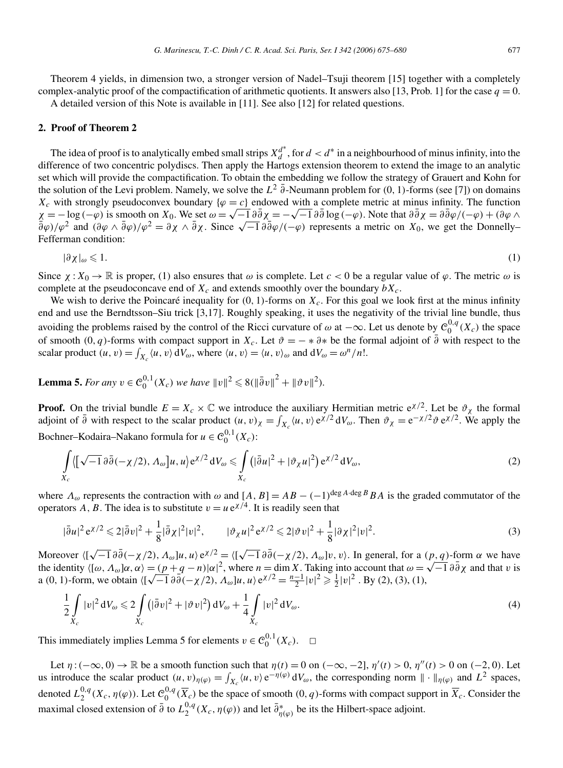Theorem 4 yields, in dimension two, a stronger version of Nadel–Tsuji theorem [15] together with a completely complex-analytic proof of the compactification of arithmetic quotients. It answers also [13, Prob. 1] for the case $q = 0$.

A detailed version of this Note is available in [11]. See also [12] for related questions.

## 2. Proof of Theorem 2

The idea of proof is to analytically embed small strips $X_d^{d^*}$, for $d < d^*$ in a neighbourhood of minus infinity, into the difference of two concentric polydiscs. Then apply the Hartogs extension theorem to extend the image to an analytic set which will provide the compactification. To obtain the embedding we follow the strategy of Grauert and Kohn for the solution of the Levi problem. Namely, we solve the $L^2$ $\bar\partial$-Neumann problem for (0, 1)-forms (see [7]) on domains $X_c$ with strongly pseudoconvex boundary $\{\varphi = c\}$ endowed with a complete metric at minus infinity. The function $\chi = -\log(-\varphi)$ is smooth on $X_0$. We set $\omega = \sqrt{-1}\,\partial\bar\partial\chi = -\sqrt{-1}\,\partial\bar\partial\log(-\varphi)$. Note that $\partial\bar\partial\chi = \partial\bar\partial\varphi/(-\varphi) + (\partial\varphi\wedge\bar\partial\varphi)/\varphi^2$ and $(\partial\varphi\wedge\bar\partial\varphi)/\varphi^2 = \partial\chi\wedge\bar\partial\chi$. Since $\sqrt{-1}\,\partial\bar\partial\varphi/(-\varphi)$ represents a metric on $X_0$, we get the Donnelly–Fefferman condition:

$$|\partial\chi|_\omega \leqslant 1. \tag{1}$$

Since $\chi : X_0 \to \mathbb{R}$ is proper, (1) also ensures that $\omega$ is complete. Let $c < 0$ be a regular value of $\varphi$. The metric $\omega$ is complete at the pseudoconcave end of $X_c$ and extends smoothly over the boundary $bX_c$.

We wish to derive the Poincaré inequality for (0, 1)-forms on $X_c$. For this goal we look first at the minus infinity end and use the Berndtsson–Siu trick [3,17]. Roughly speaking, it uses the negativity of the trivial line bundle, thus avoiding the problems raised by the control of the Ricci curvature of $\omega$ at $-\infty$. Let us denote by $\mathcal{C}_0^{0,q}(X_c)$ the space of smooth $(0, q)$-forms with compact support in $X_c$. Let $\vartheta = -*\partial*$ be the formal adjoint of $\bar\partial$ with respect to the scalar product $(u, v) = \int_{X_c}\langle u, v\rangle\,\mathrm{d}V_\omega$, where $\langle u, v\rangle = \langle u, v\rangle_\omega$ and $\mathrm{d}V_\omega = \omega^n/n!$.

**Lemma 5.** *For any $v \in \mathcal{C}_0^{0,1}(X_c)$ we have $\|v\|^2 \leqslant 8(\|\bar\partial v\|^2 + \|\vartheta v\|^2)$.*

**Proof.** On the trivial bundle $E = X_c \times \mathbb{C}$ we introduce the auxiliary Hermitian metric $\mathrm{e}^{\chi/2}$. Let be $\vartheta_\chi$ the formal adjoint of $\bar\partial$ with respect to the scalar product $(u, v)_\chi = \int_{X_c}\langle u, v\rangle\,\mathrm{e}^{\chi/2}\,\mathrm{d}V_\omega$. Then $\vartheta_\chi = \mathrm{e}^{-\chi/2}\vartheta\,\mathrm{e}^{\chi/2}$. We apply the Bochner–Kodaira–Nakano formula for $u \in \mathcal{C}_0^{0,1}(X_c)$:

$$\int_{X_c}\big\langle\big[\sqrt{-1}\,\partial\bar\partial(-\chi/2), \Lambda_\omega\big]u, u\big\rangle\,\mathrm{e}^{\chi/2}\,\mathrm{d}V_\omega \leqslant \int_{X_c}\big(|\bar\partial u|^2 + |\vartheta_\chi u|^2\big)\,\mathrm{e}^{\chi/2}\,\mathrm{d}V_\omega, \tag{2}$$

where $\Lambda_\omega$ represents the contraction with $\omega$ and $[A, B] = AB - (-1)^{\deg A\cdot\deg B}BA$ is the graded commutator of the operators $A$, $B$. The idea is to substitute $v = u\,\mathrm{e}^{\chi/4}$. It is readily seen that

$$|\bar\partial u|^2\,\mathrm{e}^{\chi/2} \leqslant 2|\bar\partial v|^2 + \frac{1}{8}|\bar\partial\chi|^2|v|^2, \qquad |\vartheta_\chi u|^2\,\mathrm{e}^{\chi/2} \leqslant 2|\vartheta v|^2 + \frac{1}{8}|\partial\chi|^2|v|^2. \tag{3}$$

Moreover $\langle[\sqrt{-1}\,\partial\bar\partial(-\chi/2), \Lambda_\omega]u, u\rangle\,\mathrm{e}^{\chi/2} = \langle[\sqrt{-1}\,\partial\bar\partial(-\chi/2), \Lambda_\omega]v, v\rangle$. In general, for a $(p, q)$-form $\alpha$ we have the identity $\langle[\omega, \Lambda_\omega]\alpha, \alpha\rangle = (p + q - n)|\alpha|^2$, where $n = \dim X$. Taking into account that $\omega = \sqrt{-1}\,\partial\bar\partial\chi$ and that $v$ is a (0, 1)-form, we obtain $\langle[\sqrt{-1}\,\partial\bar\partial(-\chi/2), \Lambda_\omega]u, u\rangle\,\mathrm{e}^{\chi/2} = \frac{n-1}{2}|v|^2 \geqslant \frac{1}{2}|v|^2$ . By (2), (3), (1),

$$\frac{1}{2}\int_{X_c}|v|^2\,\mathrm{d}V_\omega \leqslant 2\int_{X_c}\big(|\bar\partial v|^2 + |\vartheta v|^2\big)\,\mathrm{d}V_\omega + \frac{1}{4}\int_{X_c}|v|^2\,\mathrm{d}V_\omega. \tag{4}$$

This immediately implies Lemma 5 for elements $v \in \mathcal{C}_0^{0,1}(X_c)$. $\square$

Let $\eta : (-\infty, 0) \to \mathbb{R}$ be a smooth function such that $\eta(t) = 0$ on $(-\infty, -2]$, $\eta'(t) > 0$, $\eta''(t) > 0$ on $(-2, 0)$. Let us introduce the scalar product $(u, v)_{\eta(\varphi)} = \int_{X_c}\langle u, v\rangle\,\mathrm{e}^{-\eta(\varphi)}\,\mathrm{d}V_\omega$, the corresponding norm $\|\cdot\|_{\eta(\varphi)}$ and $L^2$ spaces, denoted $L_2^{0,q}(X_c, \eta(\varphi))$. Let $\mathcal{C}_0^{0,q}(\overline{X}_c)$ be the space of smooth $(0, q)$-forms with compact support in $\overline{X}_c$. Consider the maximal closed extension of $\bar\partial$ to $L_2^{0,q}(X_c, \eta(\varphi))$ and let $\bar\partial^*_{\eta(\varphi)}$ be its the Hilbert-space adjoint.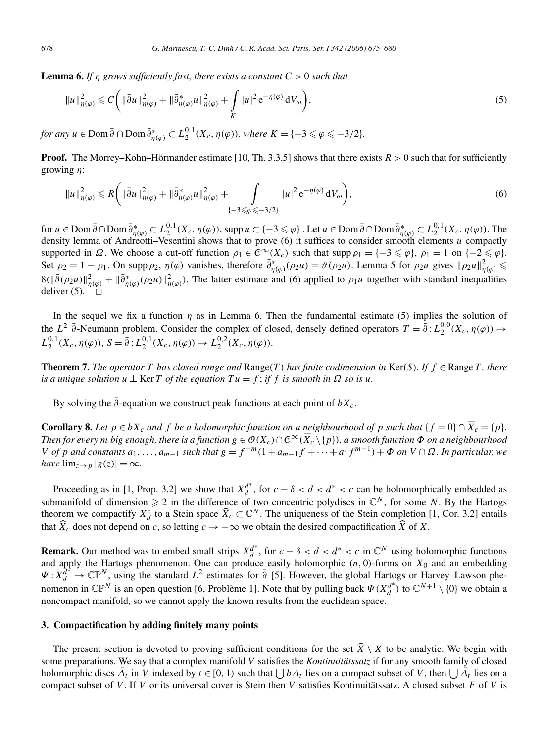**Lemma 6.** *If $\eta$ grows sufficiently fast, there exists a constant $C > 0$ such that*

$$\|u\|^2_{\eta(\varphi)} \leqslant C\left( \|\bar\partial u\|^2_{\eta(\varphi)} + \|\bar\partial^*_{\eta(\varphi)} u\|^2_{\eta(\varphi)} + \int\limits_K |u|^2\, \mathrm{e}^{-\eta(\varphi)}\, \mathrm{d}V_\omega \right), \tag{5}$$

*for any $u \in \operatorname{Dom} \bar\partial \cap \operatorname{Dom} \bar\partial^*_{\eta(\varphi)} \subset L^{0,1}_2(X_c, \eta(\varphi))$, where $K = \{-3 \leqslant \varphi \leqslant -3/2\}$.*

**Proof.** The Morrey–Kohn–Hörmander estimate [10, Th. 3.3.5] shows that there exists $R > 0$ such that for sufficiently growing $\eta$:

$$\|u\|^2_{\eta(\varphi)} \leqslant R\left( \|\bar\partial u\|^2_{\eta(\varphi)} + \|\bar\partial^*_{\eta(\varphi)} u\|^2_{\eta(\varphi)} + \int\limits_{\{-3 \leqslant \varphi \leqslant -3/2\}} |u|^2\, \mathrm{e}^{-\eta(\varphi)}\, \mathrm{d}V_\omega \right), \tag{6}$$

for $u \in \operatorname{Dom} \bar\partial \cap \operatorname{Dom} \bar\partial^*_{\eta(\varphi)} \subset L^{0,1}_2(X_c, \eta(\varphi))$, $\operatorname{supp} u \subset \{-3 \leqslant \varphi\}$ . Let $u \in \operatorname{Dom} \bar\partial \cap \operatorname{Dom} \bar\partial^*_{\eta(\varphi)} \subset L^{0,1}_2(X_c, \eta(\varphi))$. The density lemma of Andreotti–Vesentini shows that to prove (6) it suffices to consider smooth elements $u$ compactly supported in $\overline{\Omega}$. We choose a cut-off function $\rho_1 \in \mathcal{C}^\infty(X_c)$ such that $\operatorname{supp} \rho_1 = \{-3 \leqslant \varphi\}$, $\rho_1 = 1$ on $\{-2 \leqslant \varphi\}$. Set $\rho_2 = 1 - \rho_1$. On $\operatorname{supp} \rho_2$, $\eta(\varphi)$ vanishes, therefore $\bar\partial^*_{\eta(\varphi)}(\rho_2 u) = \vartheta(\rho_2 u)$. Lemma 5 for $\rho_2 u$ gives $\|\rho_2 u\|^2_{\eta(\varphi)} \leqslant 8(\|\bar\partial(\rho_2 u)\|^2_{\eta(\varphi)} + \|\bar\partial^*_{\eta(\varphi)}(\rho_2 u)\|^2_{\eta(\varphi)})$. The latter estimate and (6) applied to $\rho_1 u$ together with standard inequalities deliver (5). $\square$

In the sequel we fix a function $\eta$ as in Lemma 6. Then the fundamental estimate (5) implies the solution of the $L^2$ $\bar\partial$-Neumann problem. Consider the complex of closed, densely defined operators $T = \bar\partial : L^{0,0}_2(X_c, \eta(\varphi)) \to L^{0,1}_2(X_c, \eta(\varphi))$, $S = \bar\partial : L^{0,1}_2(X_c, \eta(\varphi)) \to L^{0,2}_2(X_c, \eta(\varphi))$.

**Theorem 7.** *The operator $T$ has closed range and* Range$(T)$ *has finite codimension in* Ker$(S)$. *If $f \in$ Range $T$, there is a unique solution $u \perp \operatorname{Ker} T$ of the equation $Tu = f$; if $f$ is smooth in $\Omega$ so is $u$.*

By solving the $\bar\partial$-equation we construct peak functions at each point of $bX_c$.

**Corollary 8.** *Let $p \in bX_c$ and $f$ be a holomorphic function on a neighbourhood of $p$ such that $\{f = 0\} \cap \overline{X}_c = \{p\}$. Then for every $m$ big enough, there is a function $g \in \mathcal{O}(X_c) \cap \mathcal{C}^\infty(\overline{X}_c \setminus \{p\})$, a smooth function $\Phi$ on a neighbourhood $V$ of $p$ and constants $a_1, \ldots, a_{m-1}$ such that $g = f^{-m}(1 + a_{m-1} f + \cdots + a_1 f^{m-1}) + \Phi$ on $V \cap \Omega$. In particular, we have $\lim_{z \to p} |g(z)| = \infty$.*

Proceeding as in [1, Prop. 3.2] we show that $X^{d^*}_d$, for $c - \delta < d < d^* < c$ can be holomorphically embedded as submanifold of dimension $\geqslant 2$ in the difference of two concentric polydiscs in $\mathbb{C}^N$, for some $N$. By the Hartogs theorem we compactify $X^c_d$ to a Stein space $\widehat{X}_c \subset \mathbb{C}^N$. The uniqueness of the Stein completion [1, Cor. 3.2] entails that $\widehat{X}_c$ does not depend on $c$, so letting $c \to -\infty$ we obtain the desired compactification $\widehat{X}$ of $X$.

**Remark.** Our method was to embed small strips $X^{d^*}_d$, for $c - \delta < d < d^* < c$ in $\mathbb{C}^N$ using holomorphic functions and apply the Hartogs phenomenon. One can produce easily holomorphic $(n, 0)$-forms on $X_0$ and an embedding $\Psi : X^{d^*}_d \to \mathbb{CP}^N$, using the standard $L^2$ estimates for $\bar\partial$ [5]. However, the global Hartogs or Harvey–Lawson phenomenon in $\mathbb{CP}^N$ is an open question [6, Problème 1]. Note that by pulling back $\Psi(X^{d^*}_d)$ to $\mathbb{C}^{N+1} \setminus \{0\}$ we obtain a noncompact manifold, so we cannot apply the known results from the euclidean space.

## 3. Compactification by adding finitely many points

The present section is devoted to proving sufficient conditions for the set $\widehat{X} \setminus X$ to be analytic. We begin with some preparations. We say that a complex manifold $V$ satisfies the *Kontinuitätssatz* if for any smooth family of closed holomorphic discs $\bar\Delta_t$ in $V$ indexed by $t \in [0, 1)$ such that $\bigcup b\Delta_t$ lies on a compact subset of $V$, then $\bigcup \bar\Delta_t$ lies on a compact subset of $V$. If $V$ or its universal cover is Stein then $V$ satisfies Kontinuitätssatz. A closed subset $F$ of $V$ is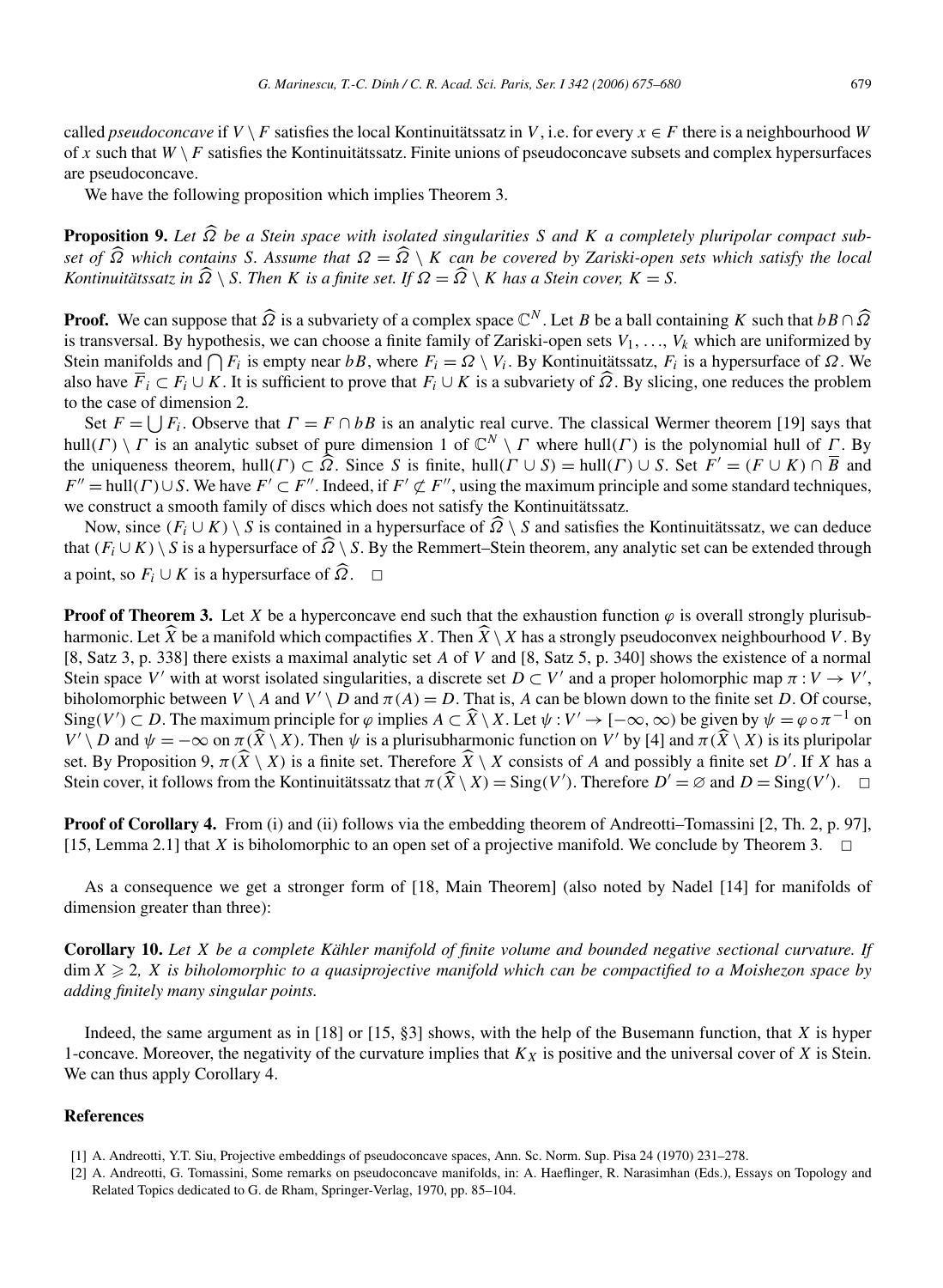called *pseudoconcave* if $V \setminus F$ satisfies the local Kontinuitätssatz in $V$, i.e. for every $x \in F$ there is a neighbourhood $W$ of $x$ such that $W \setminus F$ satisfies the Kontinuitätssatz. Finite unions of pseudoconcave subsets and complex hypersurfaces are pseudoconcave.

We have the following proposition which implies Theorem 3.

**Proposition 9.** *Let $\widehat{\Omega}$ be a Stein space with isolated singularities $S$ and $K$ a completely pluripolar compact subset of $\widehat{\Omega}$ which contains $S$. Assume that $\Omega = \widehat{\Omega} \setminus K$ can be covered by Zariski-open sets which satisfy the local Kontinuitätssatz in $\widehat{\Omega} \setminus S$. Then $K$ is a finite set. If $\Omega = \widehat{\Omega} \setminus K$ has a Stein cover, $K = S$.*

**Proof.** We can suppose that $\widehat{\Omega}$ is a subvariety of a complex space $\mathbb{C}^N$. Let $B$ be a ball containing $K$ such that $bB \cap \widehat{\Omega}$ is transversal. By hypothesis, we can choose a finite family of Zariski-open sets $V_1, \ldots, V_k$ which are uniformized by Stein manifolds and $\bigcap F_i$ is empty near $bB$, where $F_i = \Omega \setminus V_i$. By Kontinuitätssatz, $F_i$ is a hypersurface of $\Omega$. We also have $\overline{F}_i \subset F_i \cup K$. It is sufficient to prove that $F_i \cup K$ is a subvariety of $\widehat{\Omega}$. By slicing, one reduces the problem to the case of dimension 2.

Set $F = \bigcup F_i$. Observe that $\Gamma = F \cap bB$ is an analytic real curve. The classical Wermer theorem [19] says that $\mathrm{hull}(\Gamma) \setminus \Gamma$ is an analytic subset of pure dimension 1 of $\mathbb{C}^N \setminus \Gamma$ where $\mathrm{hull}(\Gamma)$ is the polynomial hull of $\Gamma$. By the uniqueness theorem, $\mathrm{hull}(\Gamma) \subset \widehat{\Omega}$. Since $S$ is finite, $\mathrm{hull}(\Gamma \cup S) = \mathrm{hull}(\Gamma) \cup S$. Set $F' = (F \cup K) \cap \overline{B}$ and $F'' = \mathrm{hull}(\Gamma) \cup S$. We have $F' \subset F''$. Indeed, if $F' \not\subset F''$, using the maximum principle and some standard techniques, we construct a smooth family of discs which does not satisfy the Kontinuitätssatz.

Now, since $(F_i \cup K) \setminus S$ is contained in a hypersurface of $\widehat{\Omega} \setminus S$ and satisfies the Kontinuitätssatz, we can deduce that $(F_i \cup K) \setminus S$ is a hypersurface of $\widehat{\Omega} \setminus S$. By the Remmert–Stein theorem, any analytic set can be extended through a point, so $F_i \cup K$ is a hypersurface of $\widehat{\Omega}$. $\square$

**Proof of Theorem 3.** Let $X$ be a hyperconcave end such that the exhaustion function $\varphi$ is overall strongly plurisubharmonic. Let $\widehat{X}$ be a manifold which compactifies $X$. Then $\widehat{X} \setminus X$ has a strongly pseudoconvex neighbourhood $V$. By [8, Satz 3, p. 338] there exists a maximal analytic set $A$ of $V$ and [8, Satz 5, p. 340] shows the existence of a normal Stein space $V'$ with at worst isolated singularities, a discrete set $D \subset V'$ and a proper holomorphic map $\pi : V \to V'$, biholomorphic between $V \setminus A$ and $V' \setminus D$ and $\pi(A) = D$. That is, $A$ can be blown down to the finite set $D$. Of course, $\mathrm{Sing}(V') \subset D$. The maximum principle for $\varphi$ implies $A \subset \widehat{X} \setminus X$. Let $\psi : V' \to [-\infty, \infty)$ be given by $\psi = \varphi \circ \pi^{-1}$ on $V' \setminus D$ and $\psi = -\infty$ on $\pi(\widehat{X} \setminus X)$. Then $\psi$ is a plurisubharmonic function on $V'$ by [4] and $\pi(\widehat{X} \setminus X)$ is its pluripolar set. By Proposition 9, $\pi(\widehat{X} \setminus X)$ is a finite set. Therefore $\widehat{X} \setminus X$ consists of $A$ and possibly a finite set $D'$. If $X$ has a Stein cover, it follows from the Kontinuitätssatz that $\pi(\widehat{X} \setminus X) = \mathrm{Sing}(V')$. Therefore $D' = \varnothing$ and $D = \mathrm{Sing}(V')$. $\square$

**Proof of Corollary 4.** From (i) and (ii) follows via the embedding theorem of Andreotti–Tomassini [2, Th. 2, p. 97], [15, Lemma 2.1] that $X$ is biholomorphic to an open set of a projective manifold. We conclude by Theorem 3. $\square$

As a consequence we get a stronger form of [18, Main Theorem] (also noted by Nadel [14] for manifolds of dimension greater than three):

**Corollary 10.** *Let $X$ be a complete Kähler manifold of finite volume and bounded negative sectional curvature. If $\dim X \geqslant 2$, $X$ is biholomorphic to a quasiprojective manifold which can be compactified to a Moishezon space by adding finitely many singular points.*

Indeed, the same argument as in [18] or [15, §3] shows, with the help of the Busemann function, that $X$ is hyper 1-concave. Moreover, the negativity of the curvature implies that $K_X$ is positive and the universal cover of $X$ is Stein. We can thus apply Corollary 4.

## References

[1] A. Andreotti, Y.T. Siu, Projective embeddings of pseudoconcave spaces, Ann. Sc. Norm. Sup. Pisa 24 (1970) 231–278.

[2] A. Andreotti, G. Tomassini, Some remarks on pseudoconcave manifolds, in: A. Haeflinger, R. Narasimhan (Eds.), Essays on Topology and Related Topics dedicated to G. de Rham, Springer-Verlag, 1970, pp. 85–104.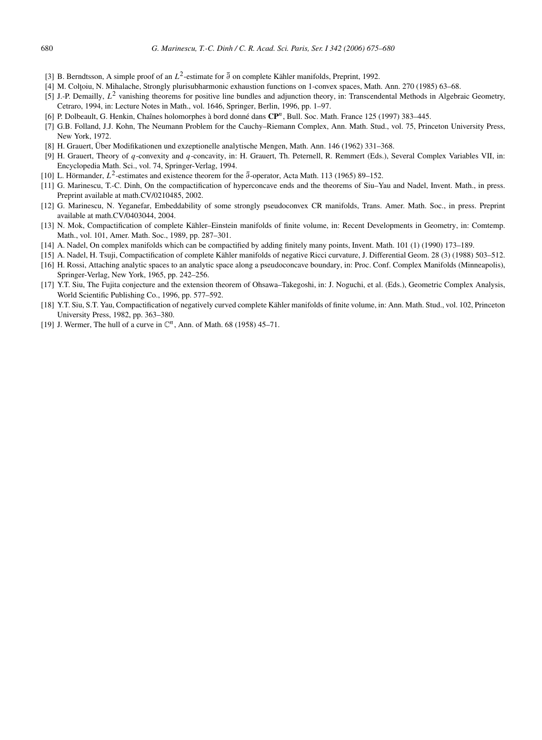[3] B. Berndtsson, A simple proof of an $L^2$-estimate for $\overline{\partial}$ on complete Kähler manifolds, Preprint, 1992.

[4] M. Colţoiu, N. Mihalache, Strongly plurisubharmonic exhaustion functions on 1-convex spaces, Math. Ann. 270 (1985) 63–68.

[5] J.-P. Demailly, $L^2$ vanishing theorems for positive line bundles and adjunction theory, in: Transcendental Methods in Algebraic Geometry, Cetraro, 1994, in: Lecture Notes in Math., vol. 1646, Springer, Berlin, 1996, pp. 1–97.

[6] P. Dolbeault, G. Henkin, Chaînes holomorphes à bord donné dans $\mathbf{CP}^n$, Bull. Soc. Math. France 125 (1997) 383–445.

[7] G.B. Folland, J.J. Kohn, The Neumann Problem for the Cauchy–Riemann Complex, Ann. Math. Stud., vol. 75, Princeton University Press, New York, 1972.

[8] H. Grauert, Über Modifikationen und exzeptionelle analytische Mengen, Math. Ann. 146 (1962) 331–368.

[9] H. Grauert, Theory of $q$-convexity and $q$-concavity, in: H. Grauert, Th. Peternell, R. Remmert (Eds.), Several Complex Variables VII, in: Encyclopedia Math. Sci., vol. 74, Springer-Verlag, 1994.

[10] L. Hörmander, $L^2$-estimates and existence theorem for the $\overline{\partial}$-operator, Acta Math. 113 (1965) 89–152.

[11] G. Marinescu, T.-C. Dinh, On the compactification of hyperconcave ends and the theorems of Siu–Yau and Nadel, Invent. Math., in press. Preprint available at math.CV/0210485, 2002.

[12] G. Marinescu, N. Yeganefar, Embeddability of some strongly pseudoconvex CR manifolds, Trans. Amer. Math. Soc., in press. Preprint available at math.CV/0403044, 2004.

[13] N. Mok, Compactification of complete Kähler–Einstein manifolds of finite volume, in: Recent Developments in Geometry, in: Comtemp. Math., vol. 101, Amer. Math. Soc., 1989, pp. 287–301.

[14] A. Nadel, On complex manifolds which can be compactified by adding finitely many points, Invent. Math. 101 (1) (1990) 173–189.

[15] A. Nadel, H. Tsuji, Compactification of complete Kähler manifolds of negative Ricci curvature, J. Differential Geom. 28 (3) (1988) 503–512.

[16] H. Rossi, Attaching analytic spaces to an analytic space along a pseudoconcave boundary, in: Proc. Conf. Complex Manifolds (Minneapolis), Springer-Verlag, New York, 1965, pp. 242–256.

[17] Y.T. Siu, The Fujita conjecture and the extension theorem of Ohsawa–Takegoshi, in: J. Noguchi, et al. (Eds.), Geometric Complex Analysis, World Scientific Publishing Co., 1996, pp. 577–592.

[18] Y.T. Siu, S.T. Yau, Compactification of negatively curved complete Kähler manifolds of finite volume, in: Ann. Math. Stud., vol. 102, Princeton University Press, 1982, pp. 363–380.

[19] J. Wermer, The hull of a curve in $\mathbb{C}^n$, Ann. of Math. 68 (1958) 45–71.